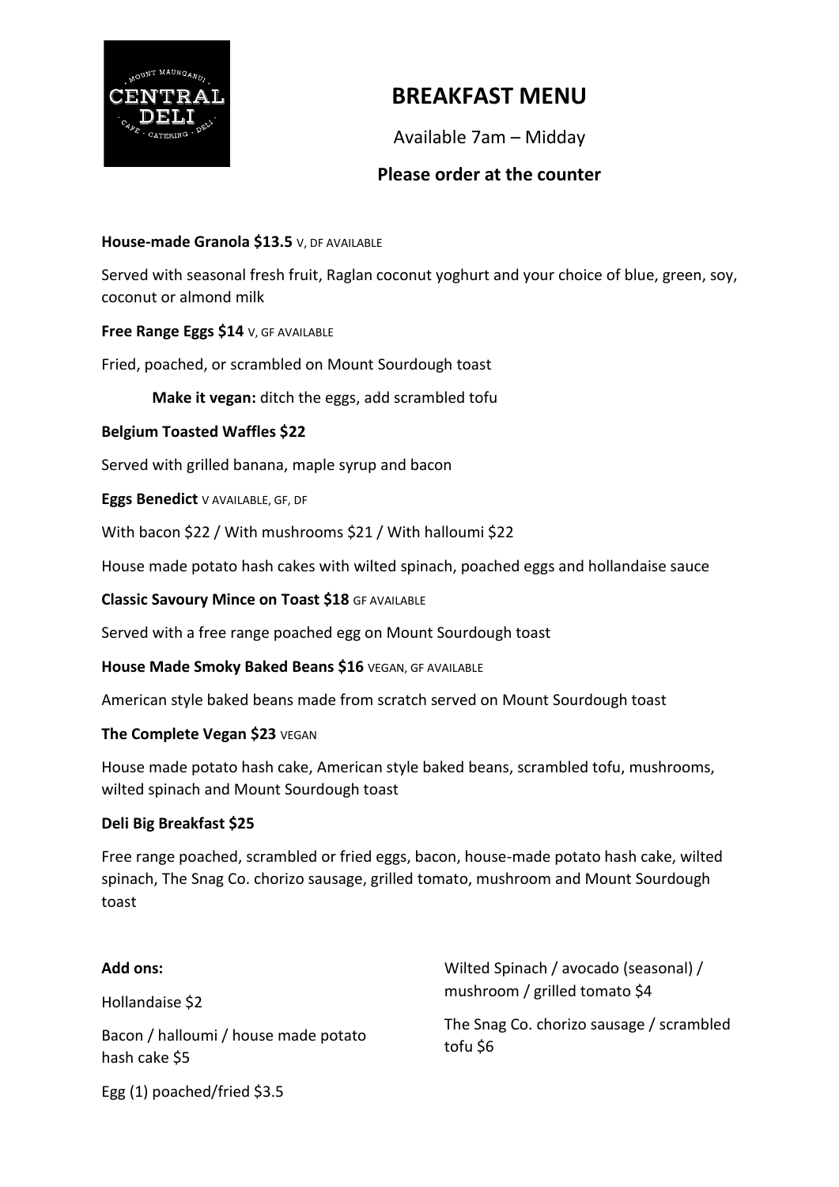# BREAKFAST MENU

Available 7am – Midday

**Please order at the counter**

**House-made Granola $13.5** V, DF AVAILABLE

Served with seasonal fresh fruit, Raglan coconut yoghurt and your choice of blue, green, soy, coconut or almond milk

**Free Range Eggs $14** V, GF AVAILABLE

Fried, poached, or scrambled on Mount Sourdough toast

**Make it vegan:** ditch the eggs, add scrambled tofu

**Belgium Toasted Waffles $22**

Served with grilled banana, maple syrup and bacon

**Eggs Benedict** V AVAILABLE, GF, DF

With bacon $22 / With mushrooms $21 / With halloumi $22

House made potato hash cakes with wilted spinach, poached eggs and hollandaise sauce

**Classic Savoury Mince on Toast $18** GF AVAILABLE

Served with a free range poached egg on Mount Sourdough toast

**House Made Smoky Baked Beans $16** VEGAN, GF AVAILABLE

American style baked beans made from scratch served on Mount Sourdough toast

**The Complete Vegan $23** VEGAN

House made potato hash cake, American style baked beans, scrambled tofu, mushrooms, wilted spinach and Mount Sourdough toast

**Deli Big Breakfast $25**

Free range poached, scrambled or fried eggs, bacon, house-made potato hash cake, wilted spinach, The Snag Co. chorizo sausage, grilled tomato, mushroom and Mount Sourdough toast

**Add ons:**

Hollandaise $2

Bacon / halloumi / house made potato hash cake $5

Egg (1) poached/fried $3.5

Wilted Spinach / avocado (seasonal) / mushroom / grilled tomato $4

The Snag Co. chorizo sausage / scrambled tofu $6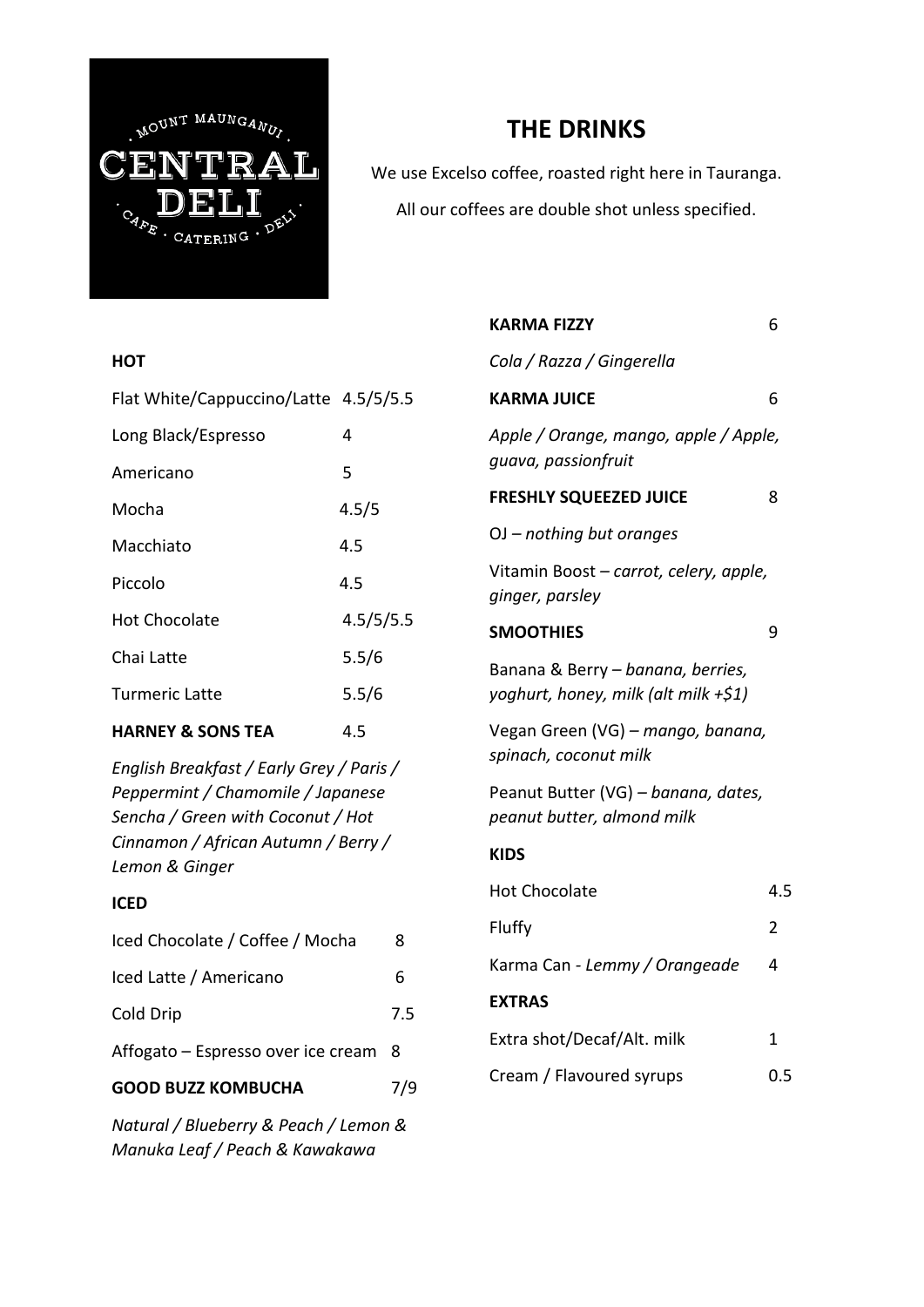MOUNT MAUNGANUI

CENTRAL DELI

CAFE · CATERING · DELI

# THE DRINKS

We use Excelso coffee, roasted right here in Tauranga.

All our coffees are double shot unless specified.

### HOT

| | |
|---|---|
| Flat White/Cappuccino/Latte | 4.5/5/5.5 |
| Long Black/Espresso | 4 |
| Americano | 5 |
| Mocha | 4.5/5 |
| Macchiato | 4.5 |
| Piccolo | 4.5 |
| Hot Chocolate | 4.5/5/5.5 |
| Chai Latte | 5.5/6 |
| Turmeric Latte | 5.5/6 |

**HARNEY & SONS TEA** 4.5

*English Breakfast / Early Grey / Paris / Peppermint / Chamomile / Japanese Sencha / Green with Coconut / Hot Cinnamon / African Autumn / Berry / Lemon & Ginger*

### ICED

| | |
|---|---|
| Iced Chocolate / Coffee / Mocha | 8 |
| Iced Latte / Americano | 6 |
| Cold Drip | 7.5 |
| Affogato – Espresso over ice cream | 8 |

**GOOD BUZZ KOMBUCHA** 7/9

*Natural / Blueberry & Peach / Lemon & Manuka Leaf / Peach & Kawakawa*

**KARMA FIZZY** 6

*Cola / Razza / Gingerella*

**KARMA JUICE** 6

*Apple / Orange, mango, apple / Apple, guava, passionfruit*

**FRESHLY SQUEEZED JUICE** 8

OJ – *nothing but oranges*

Vitamin Boost – *carrot, celery, apple, ginger, parsley*

**SMOOTHIES** 9

Banana & Berry – *banana, berries, yoghurt, honey, milk (alt milk +$1)*

Vegan Green (VG) – *mango, banana, spinach, coconut milk*

Peanut Butter (VG) – *banana, dates, peanut butter, almond milk*

### KIDS

| | |
|---|---|
| Hot Chocolate | 4.5 |
| Fluffy | 2 |
| Karma Can - *Lemmy / Orangeade* | 4 |

### EXTRAS

| | |
|---|---|
| Extra shot/Decaf/Alt. milk | 1 |
| Cream / Flavoured syrups | 0.5 |